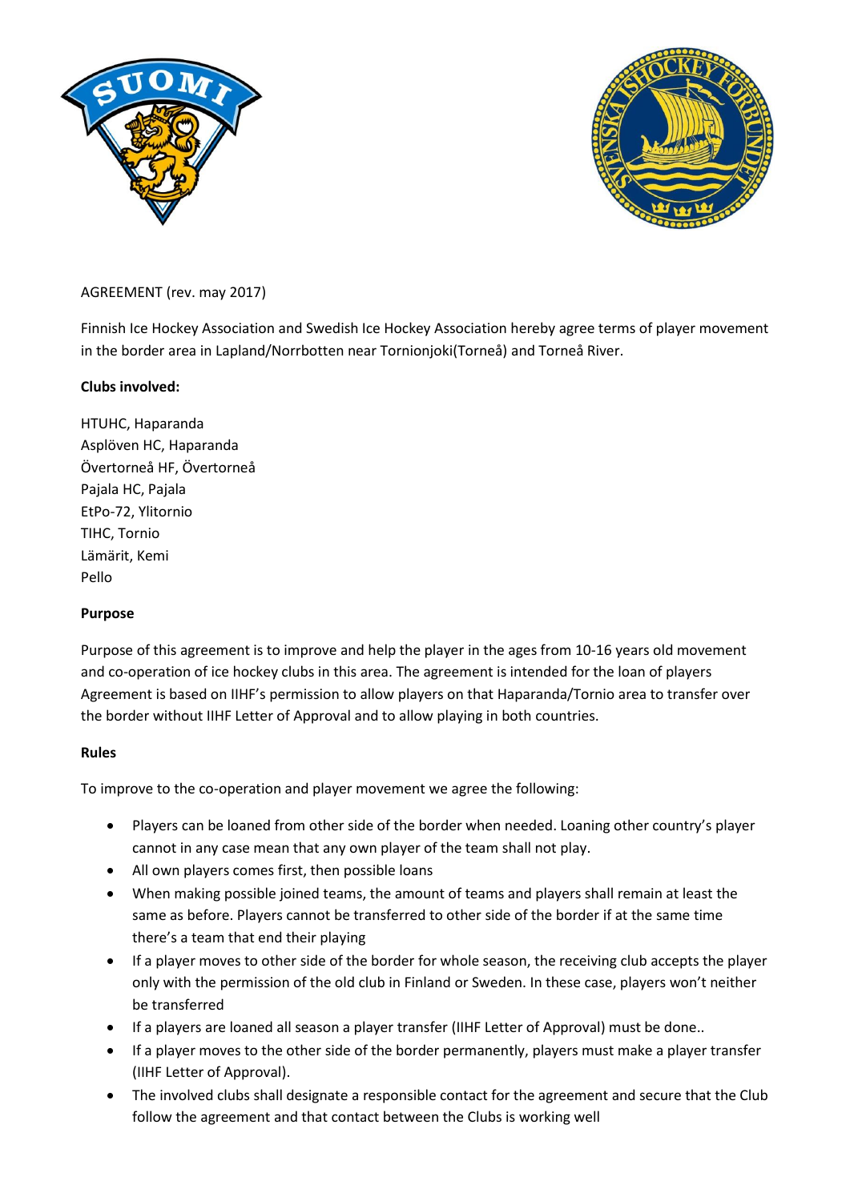AGREEMENT (rev. may 2017)

Finnish Ice Hockey Association and Swedish Ice Hockey Association hereby agree terms of player movement in the border area in Lapland/Norrbotten near Tornionjoki(Torneå) and Torneå River.

**Clubs involved:**

HTUHC, Haparanda
Asplöven HC, Haparanda
Övertorneå HF, Övertorneå
Pajala HC, Pajala
EtPo-72, Ylitornio
TIHC, Tornio
Lämärit, Kemi
Pello

**Purpose**

Purpose of this agreement is to improve and help the player in the ages from 10-16 years old movement and co-operation of ice hockey clubs in this area. The agreement is intended for the loan of players Agreement is based on IIHF's permission to allow players on that Haparanda/Tornio area to transfer over the border without IIHF Letter of Approval and to allow playing in both countries.

**Rules**

To improve to the co-operation and player movement we agree the following:

- Players can be loaned from other side of the border when needed. Loaning other country's player cannot in any case mean that any own player of the team shall not play.
- All own players comes first, then possible loans
- When making possible joined teams, the amount of teams and players shall remain at least the same as before. Players cannot be transferred to other side of the border if at the same time there's a team that end their playing
- If a player moves to other side of the border for whole season, the receiving club accepts the player only with the permission of the old club in Finland or Sweden. In these case, players won't neither be transferred
- If a players are loaned all season a player transfer (IIHF Letter of Approval) must be done..
- If a player moves to the other side of the border permanently, players must make a player transfer (IIHF Letter of Approval).
- The involved clubs shall designate a responsible contact for the agreement and secure that the Club follow the agreement and that contact between the Clubs is working well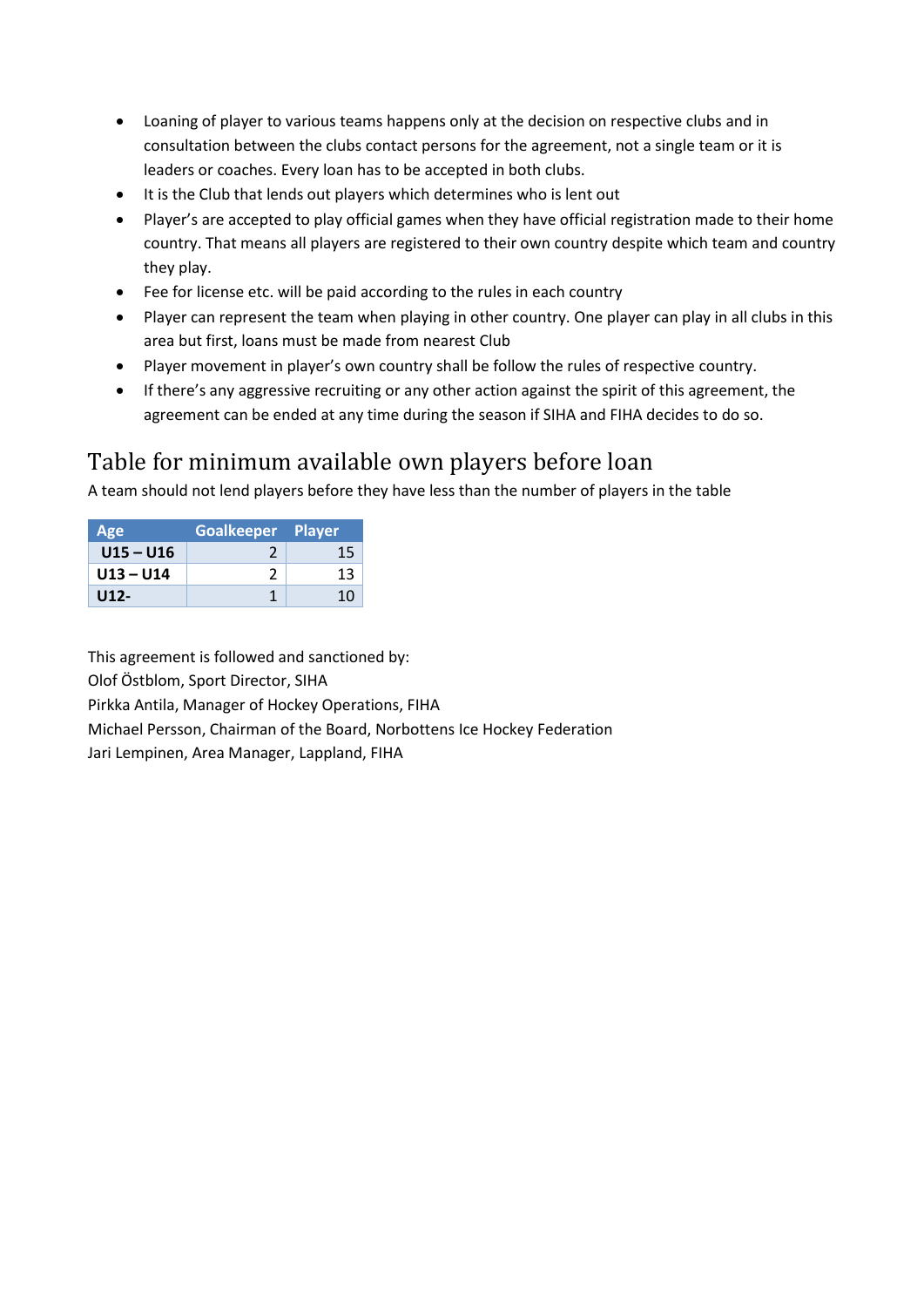- Loaning of player to various teams happens only at the decision on respective clubs and in consultation between the clubs contact persons for the agreement, not a single team or it is leaders or coaches. Every loan has to be accepted in both clubs.
- It is the Club that lends out players which determines who is lent out
- Player's are accepted to play official games when they have official registration made to their home country. That means all players are registered to their own country despite which team and country they play.
- Fee for license etc. will be paid according to the rules in each country
- Player can represent the team when playing in other country. One player can play in all clubs in this area but first, loans must be made from nearest Club
- Player movement in player's own country shall be follow the rules of respective country.
- If there's any aggressive recruiting or any other action against the spirit of this agreement, the agreement can be ended at any time during the season if SIHA and FIHA decides to do so.

## Table for minimum available own players before loan

A team should not lend players before they have less than the number of players in the table

| Age | Goalkeeper | Player |
|---|---|---|
| U15 – U16 | 2 | 15 |
| U13 – U14 | 2 | 13 |
| U12- | 1 | 10 |

This agreement is followed and sanctioned by:
Olof Östblom, Sport Director, SIHA
Pirkka Antila, Manager of Hockey Operations, FIHA
Michael Persson, Chairman of the Board, Norbottens Ice Hockey Federation
Jari Lempinen, Area Manager, Lappland, FIHA